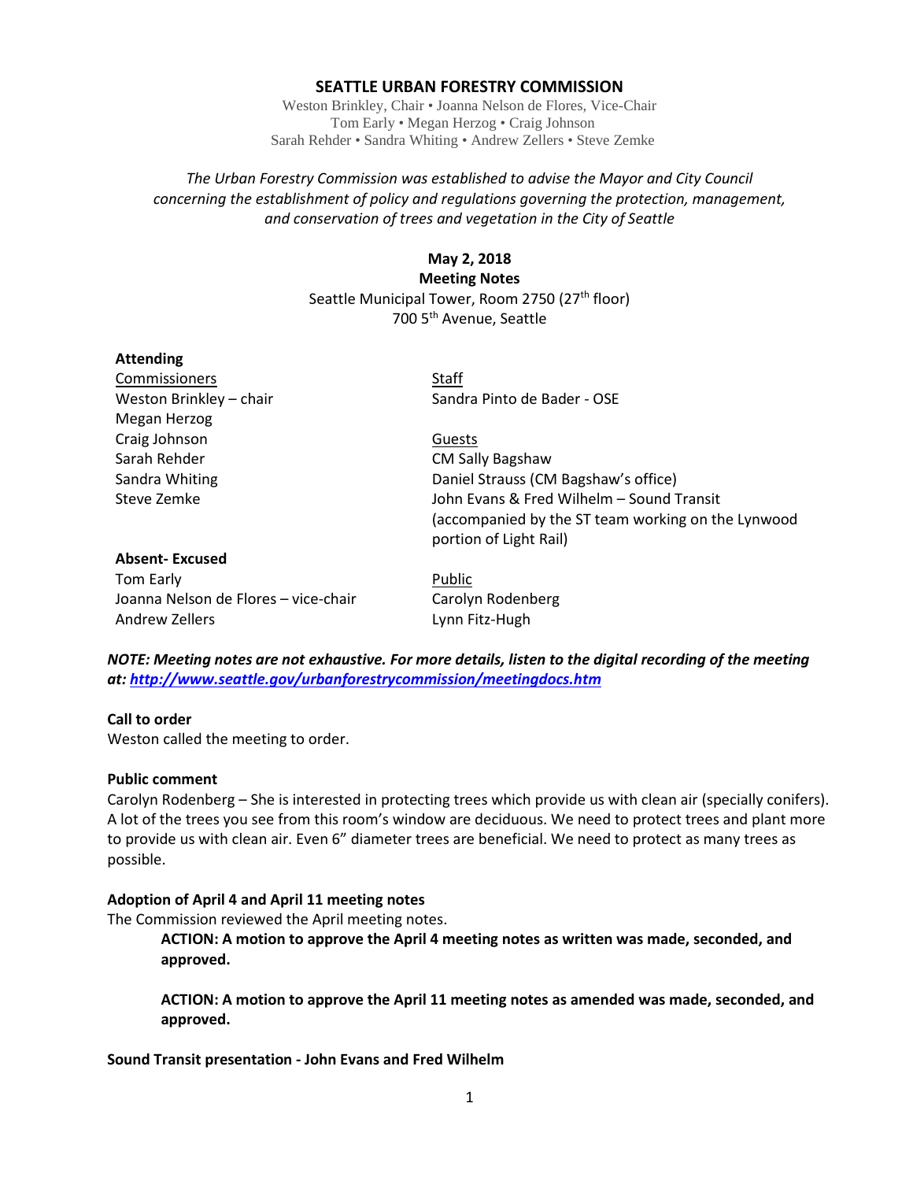# SEATTLE URBAN FORESTRY COMMISSION

Weston Brinkley, Chair • Joanna Nelson de Flores, Vice-Chair
Tom Early • Megan Herzog • Craig Johnson
Sarah Rehder • Sandra Whiting • Andrew Zellers • Steve Zemke

*The Urban Forestry Commission was established to advise the Mayor and City Council concerning the establishment of policy and regulations governing the protection, management, and conservation of trees and vegetation in the City of Seattle*

**May 2, 2018**
**Meeting Notes**
Seattle Municipal Tower, Room 2750 (27th floor)
700 5th Avenue, Seattle

**Attending**

Commissioners
Weston Brinkley – chair
Megan Herzog
Craig Johnson
Sarah Rehder
Sandra Whiting
Steve Zemke

Staff
Sandra Pinto de Bader - OSE

Guests
CM Sally Bagshaw
Daniel Strauss (CM Bagshaw's office)
John Evans & Fred Wilhelm – Sound Transit (accompanied by the ST team working on the Lynwood portion of Light Rail)

**Absent- Excused**
Tom Early
Joanna Nelson de Flores – vice-chair
Andrew Zellers

Public
Carolyn Rodenberg
Lynn Fitz-Hugh

***NOTE: Meeting notes are not exhaustive. For more details, listen to the digital recording of the meeting at: http://www.seattle.gov/urbanforestrycommission/meetingdocs.htm***

**Call to order**
Weston called the meeting to order.

**Public comment**
Carolyn Rodenberg – She is interested in protecting trees which provide us with clean air (specially conifers). A lot of the trees you see from this room's window are deciduous. We need to protect trees and plant more to provide us with clean air. Even 6" diameter trees are beneficial. We need to protect as many trees as possible.

**Adoption of April 4 and April 11 meeting notes**
The Commission reviewed the April meeting notes.

> **ACTION: A motion to approve the April 4 meeting notes as written was made, seconded, and approved.**
>
> **ACTION: A motion to approve the April 11 meeting notes as amended was made, seconded, and approved.**

**Sound Transit presentation - John Evans and Fred Wilhelm**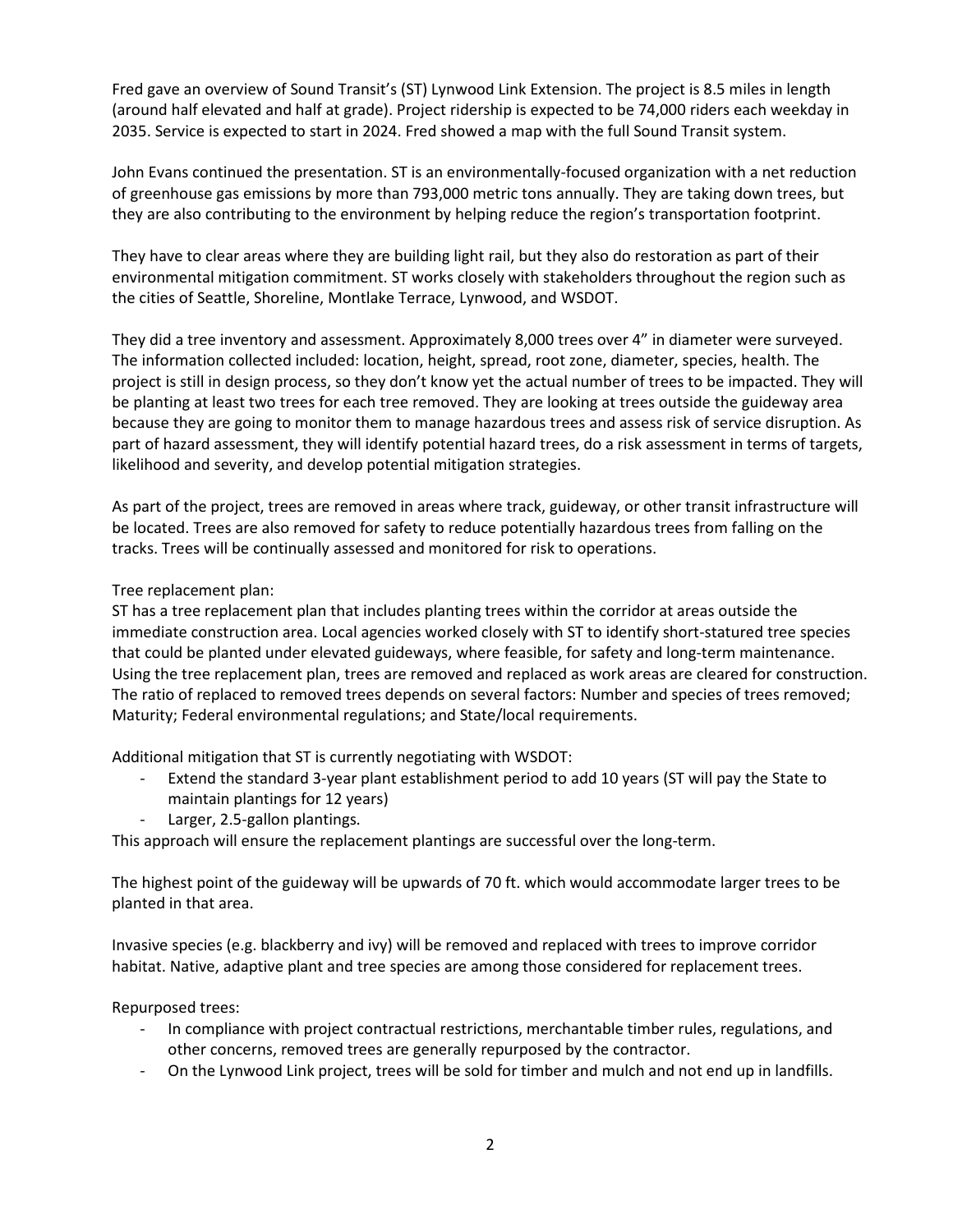Fred gave an overview of Sound Transit's (ST) Lynwood Link Extension. The project is 8.5 miles in length (around half elevated and half at grade). Project ridership is expected to be 74,000 riders each weekday in 2035. Service is expected to start in 2024. Fred showed a map with the full Sound Transit system.

John Evans continued the presentation. ST is an environmentally-focused organization with a net reduction of greenhouse gas emissions by more than 793,000 metric tons annually. They are taking down trees, but they are also contributing to the environment by helping reduce the region's transportation footprint.

They have to clear areas where they are building light rail, but they also do restoration as part of their environmental mitigation commitment. ST works closely with stakeholders throughout the region such as the cities of Seattle, Shoreline, Montlake Terrace, Lynwood, and WSDOT.

They did a tree inventory and assessment. Approximately 8,000 trees over 4" in diameter were surveyed. The information collected included: location, height, spread, root zone, diameter, species, health. The project is still in design process, so they don't know yet the actual number of trees to be impacted. They will be planting at least two trees for each tree removed. They are looking at trees outside the guideway area because they are going to monitor them to manage hazardous trees and assess risk of service disruption. As part of hazard assessment, they will identify potential hazard trees, do a risk assessment in terms of targets, likelihood and severity, and develop potential mitigation strategies.

As part of the project, trees are removed in areas where track, guideway, or other transit infrastructure will be located. Trees are also removed for safety to reduce potentially hazardous trees from falling on the tracks. Trees will be continually assessed and monitored for risk to operations.

Tree replacement plan:
ST has a tree replacement plan that includes planting trees within the corridor at areas outside the immediate construction area. Local agencies worked closely with ST to identify short-statured tree species that could be planted under elevated guideways, where feasible, for safety and long-term maintenance. Using the tree replacement plan, trees are removed and replaced as work areas are cleared for construction. The ratio of replaced to removed trees depends on several factors: Number and species of trees removed; Maturity; Federal environmental regulations; and State/local requirements.

Additional mitigation that ST is currently negotiating with WSDOT:

- Extend the standard 3-year plant establishment period to add 10 years (ST will pay the State to maintain plantings for 12 years)
- Larger, 2.5-gallon plantings.

This approach will ensure the replacement plantings are successful over the long-term.

The highest point of the guideway will be upwards of 70 ft. which would accommodate larger trees to be planted in that area.

Invasive species (e.g. blackberry and ivy) will be removed and replaced with trees to improve corridor habitat. Native, adaptive plant and tree species are among those considered for replacement trees.

Repurposed trees:

- In compliance with project contractual restrictions, merchantable timber rules, regulations, and other concerns, removed trees are generally repurposed by the contractor.
- On the Lynwood Link project, trees will be sold for timber and mulch and not end up in landfills.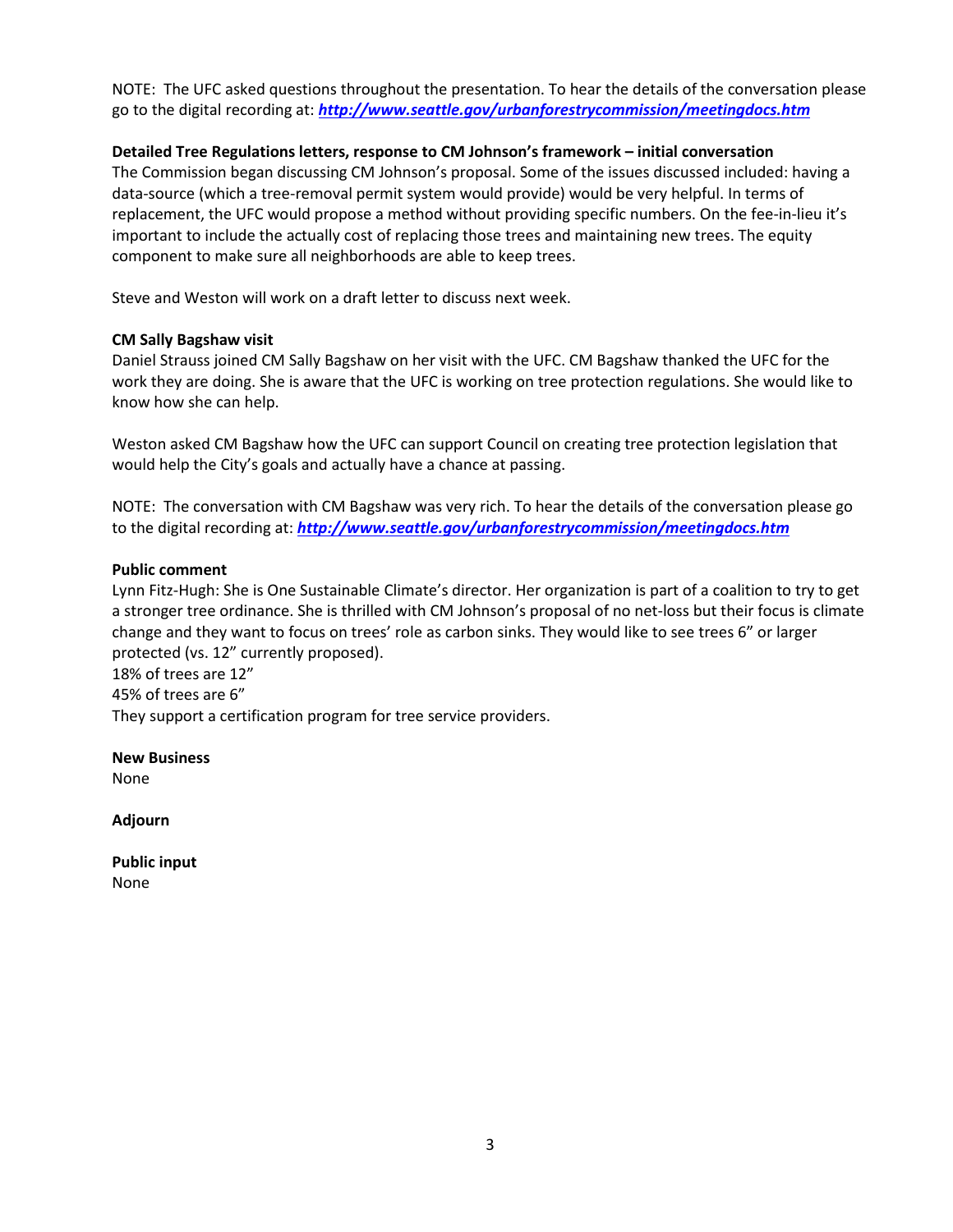NOTE: The UFC asked questions throughout the presentation. To hear the details of the conversation please go to the digital recording at: ***http://www.seattle.gov/urbanforestrycommission/meetingdocs.htm***

**Detailed Tree Regulations letters, response to CM Johnson's framework – initial conversation**

The Commission began discussing CM Johnson's proposal. Some of the issues discussed included: having a data-source (which a tree-removal permit system would provide) would be very helpful. In terms of replacement, the UFC would propose a method without providing specific numbers. On the fee-in-lieu it's important to include the actually cost of replacing those trees and maintaining new trees. The equity component to make sure all neighborhoods are able to keep trees.

Steve and Weston will work on a draft letter to discuss next week.

**CM Sally Bagshaw visit**

Daniel Strauss joined CM Sally Bagshaw on her visit with the UFC. CM Bagshaw thanked the UFC for the work they are doing. She is aware that the UFC is working on tree protection regulations. She would like to know how she can help.

Weston asked CM Bagshaw how the UFC can support Council on creating tree protection legislation that would help the City's goals and actually have a chance at passing.

NOTE: The conversation with CM Bagshaw was very rich. To hear the details of the conversation please go to the digital recording at: ***http://www.seattle.gov/urbanforestrycommission/meetingdocs.htm***

**Public comment**

Lynn Fitz-Hugh: She is One Sustainable Climate's director. Her organization is part of a coalition to try to get a stronger tree ordinance. She is thrilled with CM Johnson's proposal of no net-loss but their focus is climate change and they want to focus on trees' role as carbon sinks. They would like to see trees 6" or larger protected (vs. 12" currently proposed).
18% of trees are 12"
45% of trees are 6"
They support a certification program for tree service providers.

**New Business**

None

**Adjourn**

**Public input**

None